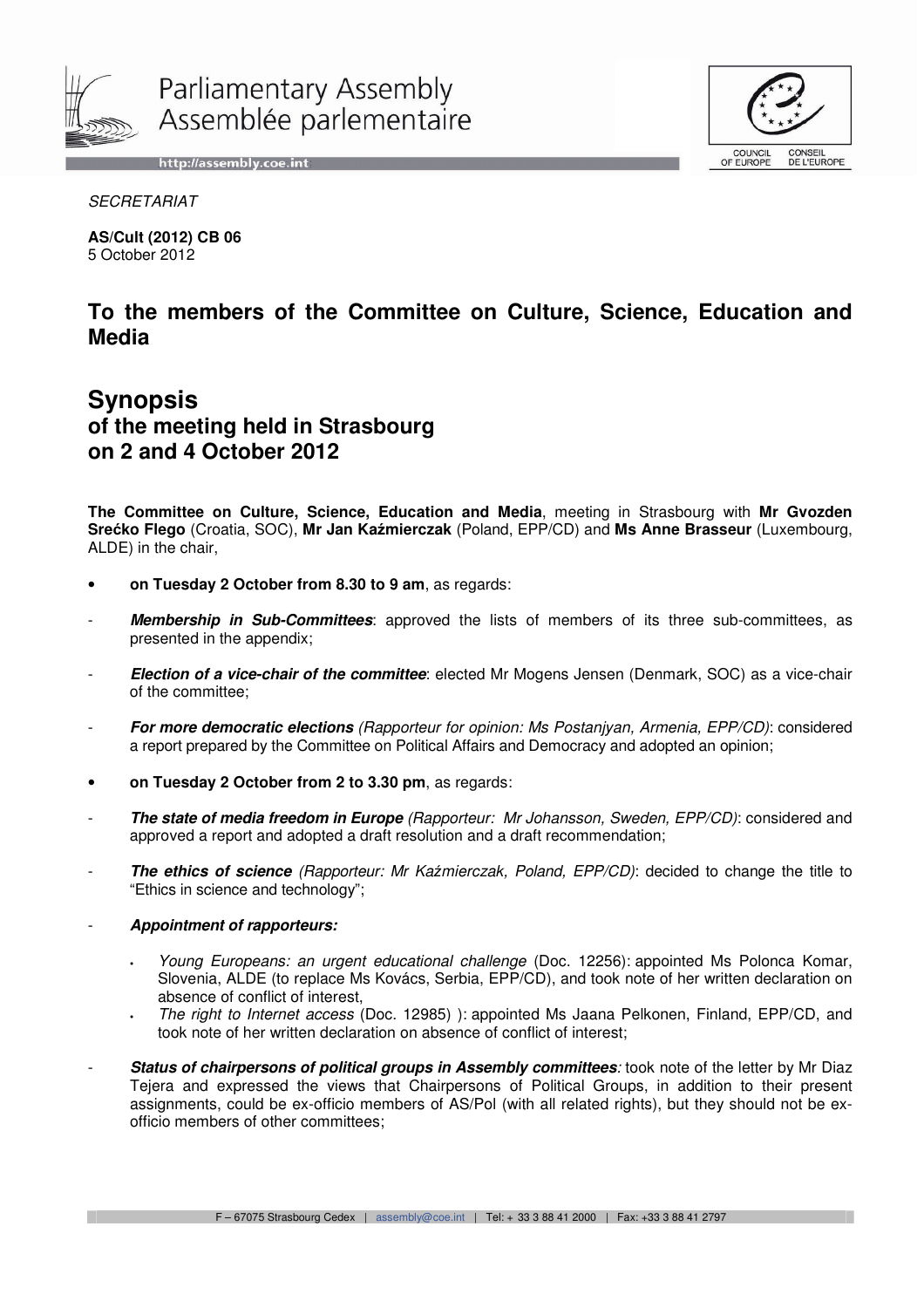Parliamentary Assembly
Assemblée parlementaire

http://assembly.coe.int

*SECRETARIAT*

**AS/Cult (2012) CB 06**
5 October 2012

## To the members of the Committee on Culture, Science, Education and Media

# Synopsis
## of the meeting held in Strasbourg on 2 and 4 October 2012

**The Committee on Culture, Science, Education and Media**, meeting in Strasbourg with **Mr Gvozden Srećko Flego** (Croatia, SOC), **Mr Jan Kaźmierczak** (Poland, EPP/CD) and **Ms Anne Brasseur** (Luxembourg, ALDE) in the chair,

- **on Tuesday 2 October from 8.30 to 9 am**, as regards:

- ***Membership in Sub-Committees***: approved the lists of members of its three sub-committees, as presented in the appendix;

- ***Election of a vice-chair of the committee***: elected Mr Mogens Jensen (Denmark, SOC) as a vice-chair of the committee;

- ***For more democratic elections*** *(Rapporteur for opinion: Ms Postanjyan, Armenia, EPP/CD)*: considered a report prepared by the Committee on Political Affairs and Democracy and adopted an opinion;

- **on Tuesday 2 October from 2 to 3.30 pm**, as regards:

- ***The state of media freedom in Europe*** *(Rapporteur: Mr Johansson, Sweden, EPP/CD)*: considered and approved a report and adopted a draft resolution and a draft recommendation;

- ***The ethics of science*** *(Rapporteur: Mr Kaźmierczak, Poland, EPP/CD)*: decided to change the title to "Ethics in science and technology";

- ***Appointment of rapporteurs:***

  - *Young Europeans: an urgent educational challenge* (Doc. 12256): appointed Ms Polonca Komar, Slovenia, ALDE (to replace Ms Kovács, Serbia, EPP/CD), and took note of her written declaration on absence of conflict of interest,
  - *The right to Internet access* (Doc. 12985) ): appointed Ms Jaana Pelkonen, Finland, EPP/CD, and took note of her written declaration on absence of conflict of interest;

- ***Status of chairpersons of political groups in Assembly committees****:* took note of the letter by Mr Diaz Tejera and expressed the views that Chairpersons of Political Groups, in addition to their present assignments, could be ex-officio members of AS/Pol (with all related rights), but they should not be ex-officio members of other committees;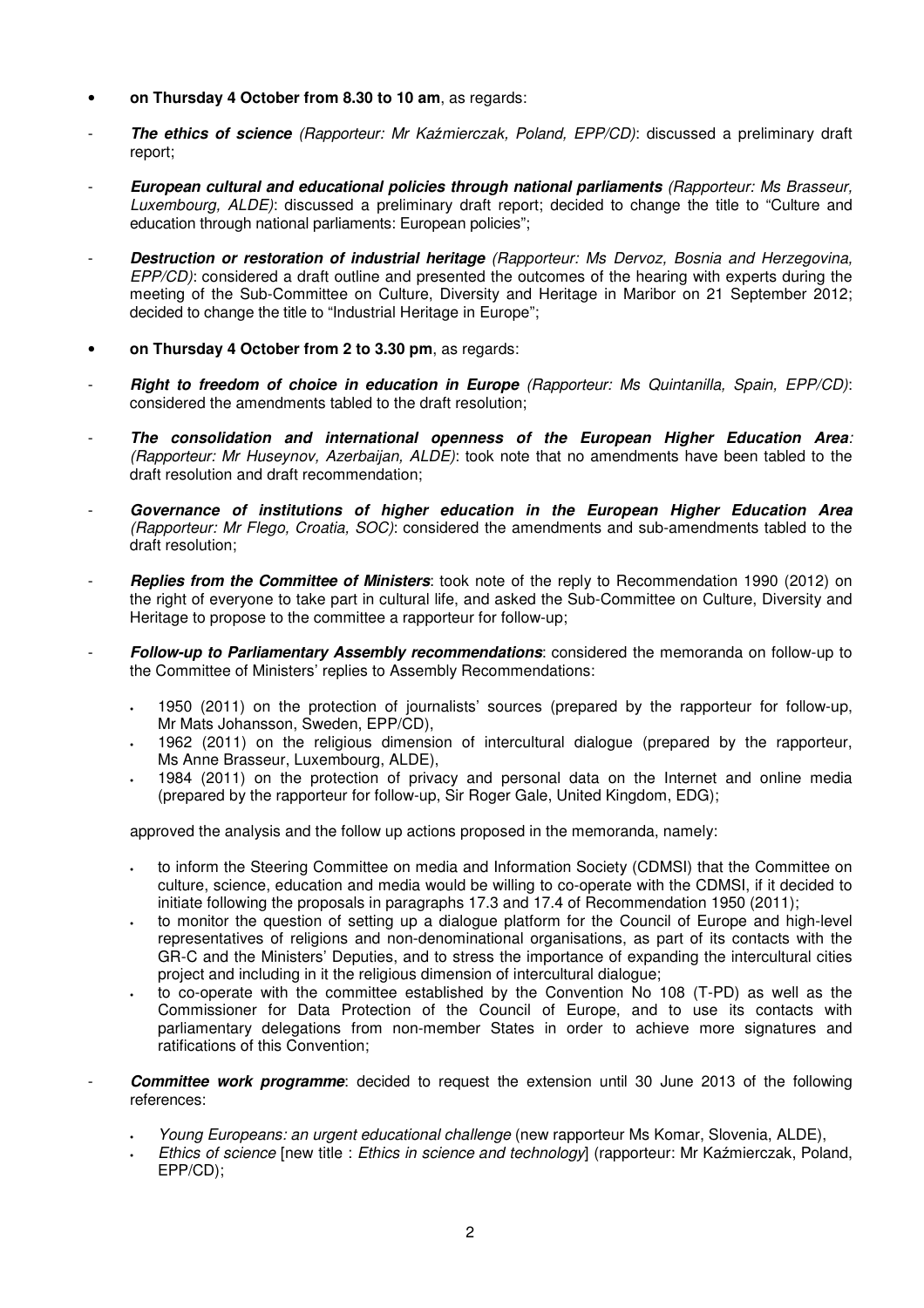- **on Thursday 4 October from 8.30 to 10 am**, as regards:

- ***The ethics of science*** *(Rapporteur: Mr Kaźmierczak, Poland, EPP/CD)*: discussed a preliminary draft report;

- ***European cultural and educational policies through national parliaments*** *(Rapporteur: Ms Brasseur, Luxembourg, ALDE)*: discussed a preliminary draft report; decided to change the title to "Culture and education through national parliaments: European policies";

- ***Destruction or restoration of industrial heritage*** *(Rapporteur: Ms Dervoz, Bosnia and Herzegovina, EPP/CD)*: considered a draft outline and presented the outcomes of the hearing with experts during the meeting of the Sub-Committee on Culture, Diversity and Heritage in Maribor on 21 September 2012; decided to change the title to "Industrial Heritage in Europe";

- **on Thursday 4 October from 2 to 3.30 pm**, as regards:

- ***Right to freedom of choice in education in Europe*** *(Rapporteur: Ms Quintanilla, Spain, EPP/CD)*: considered the amendments tabled to the draft resolution;

- ***The consolidation and international openness of the European Higher Education Area****: (Rapporteur: Mr Huseynov, Azerbaijan, ALDE)*: took note that no amendments have been tabled to the draft resolution and draft recommendation;

- ***Governance of institutions of higher education in the European Higher Education Area*** *(Rapporteur: Mr Flego, Croatia, SOC)*: considered the amendments and sub-amendments tabled to the draft resolution;

- ***Replies from the Committee of Ministers***: took note of the reply to Recommendation 1990 (2012) on the right of everyone to take part in cultural life, and asked the Sub-Committee on Culture, Diversity and Heritage to propose to the committee a rapporteur for follow-up;

- ***Follow-up to Parliamentary Assembly recommendations***: considered the memoranda on follow-up to the Committee of Ministers' replies to Assembly Recommendations:

  - 1950 (2011) on the protection of journalists' sources (prepared by the rapporteur for follow-up, Mr Mats Johansson, Sweden, EPP/CD),
  - 1962 (2011) on the religious dimension of intercultural dialogue (prepared by the rapporteur, Ms Anne Brasseur, Luxembourg, ALDE),
  - 1984 (2011) on the protection of privacy and personal data on the Internet and online media (prepared by the rapporteur for follow-up, Sir Roger Gale, United Kingdom, EDG);

  approved the analysis and the follow up actions proposed in the memoranda, namely:

  - to inform the Steering Committee on media and Information Society (CDMSI) that the Committee on culture, science, education and media would be willing to co-operate with the CDMSI, if it decided to initiate following the proposals in paragraphs 17.3 and 17.4 of Recommendation 1950 (2011);
  - to monitor the question of setting up a dialogue platform for the Council of Europe and high-level representatives of religions and non-denominational organisations, as part of its contacts with the GR-C and the Ministers' Deputies, and to stress the importance of expanding the intercultural cities project and including in it the religious dimension of intercultural dialogue;
  - to co-operate with the committee established by the Convention No 108 (T-PD) as well as the Commissioner for Data Protection of the Council of Europe, and to use its contacts with parliamentary delegations from non-member States in order to achieve more signatures and ratifications of this Convention;

- ***Committee work programme***: decided to request the extension until 30 June 2013 of the following references:

  - *Young Europeans: an urgent educational challenge* (new rapporteur Ms Komar, Slovenia, ALDE),
  - *Ethics of science* [new title : *Ethics in science and technology*] (rapporteur: Mr Kaźmierczak, Poland, EPP/CD);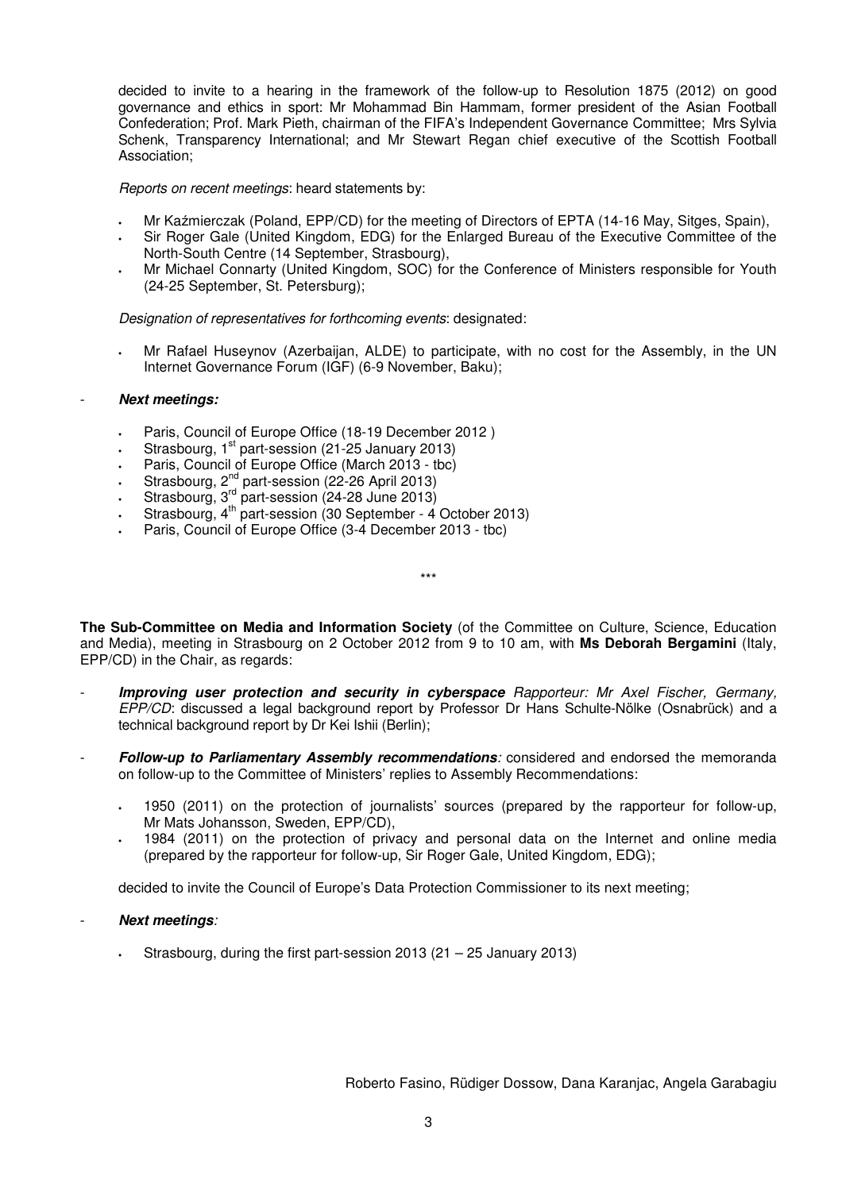decided to invite to a hearing in the framework of the follow-up to Resolution 1875 (2012) on good governance and ethics in sport: Mr Mohammad Bin Hammam, former president of the Asian Football Confederation; Prof. Mark Pieth, chairman of the FIFA's Independent Governance Committee; Mrs Sylvia Schenk, Transparency International; and Mr Stewart Regan chief executive of the Scottish Football Association;

*Reports on recent meetings*: heard statements by:

- Mr Kaźmierczak (Poland, EPP/CD) for the meeting of Directors of EPTA (14-16 May, Sitges, Spain),
- Sir Roger Gale (United Kingdom, EDG) for the Enlarged Bureau of the Executive Committee of the North-South Centre (14 September, Strasbourg),
- Mr Michael Connarty (United Kingdom, SOC) for the Conference of Ministers responsible for Youth (24-25 September, St. Petersburg);

*Designation of representatives for forthcoming events*: designated:

- Mr Rafael Huseynov (Azerbaijan, ALDE) to participate, with no cost for the Assembly, in the UN Internet Governance Forum (IGF) (6-9 November, Baku);

- ***Next meetings:***
  - Paris, Council of Europe Office (18-19 December 2012 )
  - Strasbourg, 1st part-session (21-25 January 2013)
  - Paris, Council of Europe Office (March 2013 - tbc)
  - Strasbourg, 2nd part-session (22-26 April 2013)
  - Strasbourg, 3rd part-session (24-28 June 2013)
  - Strasbourg, 4th part-session (30 September - 4 October 2013)
  - Paris, Council of Europe Office (3-4 December 2013 - tbc)

\*\*\*

**The Sub-Committee on Media and Information Society** (of the Committee on Culture, Science, Education and Media), meeting in Strasbourg on 2 October 2012 from 9 to 10 am, with **Ms Deborah Bergamini** (Italy, EPP/CD) in the Chair, as regards:

- ***Improving user protection and security in cyberspace*** *Rapporteur: Mr Axel Fischer, Germany, EPP/CD*: discussed a legal background report by Professor Dr Hans Schulte-Nölke (Osnabrück) and a technical background report by Dr Kei Ishii (Berlin);

- ***Follow-up to Parliamentary Assembly recommendations****:* considered and endorsed the memoranda on follow-up to the Committee of Ministers' replies to Assembly Recommendations:
  - 1950 (2011) on the protection of journalists' sources (prepared by the rapporteur for follow-up, Mr Mats Johansson, Sweden, EPP/CD),
  - 1984 (2011) on the protection of privacy and personal data on the Internet and online media (prepared by the rapporteur for follow-up, Sir Roger Gale, United Kingdom, EDG);

  decided to invite the Council of Europe's Data Protection Commissioner to its next meeting;

- ***Next meetings****:*
  - Strasbourg, during the first part-session 2013 (21 – 25 January 2013)

Roberto Fasino, Rüdiger Dossow, Dana Karanjac, Angela Garabagiu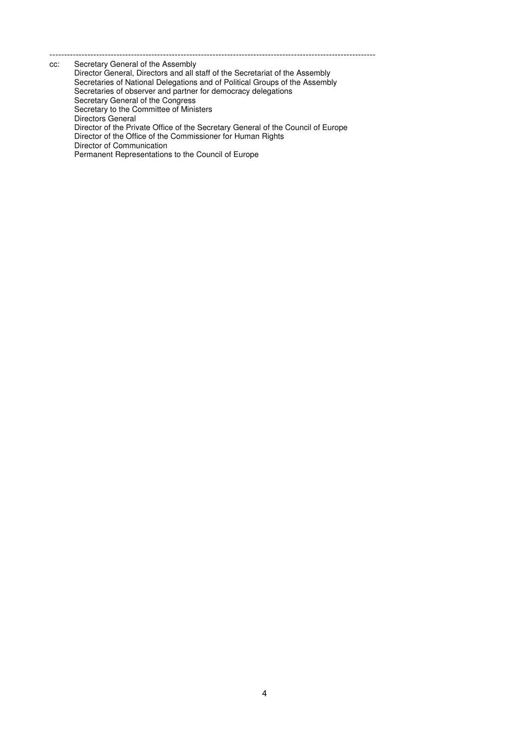---

cc: Secretary General of the Assembly
Director General, Directors and all staff of the Secretariat of the Assembly
Secretaries of National Delegations and of Political Groups of the Assembly
Secretaries of observer and partner for democracy delegations
Secretary General of the Congress
Secretary to the Committee of Ministers
Directors General
Director of the Private Office of the Secretary General of the Council of Europe
Director of the Office of the Commissioner for Human Rights
Director of Communication
Permanent Representations to the Council of Europe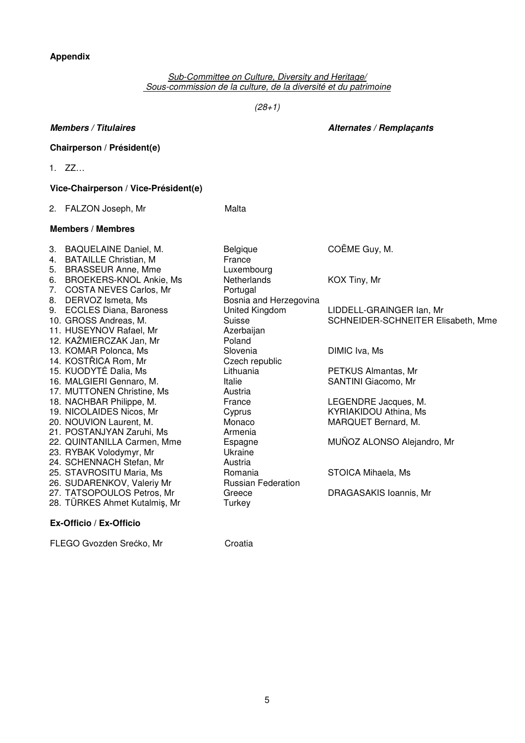**Appendix**

*Sub-Committee on Culture, Diversity and Heritage/*
*Sous-commission de la culture, de la diversité et du patrimoine*

*(28+1)*

| ***Members / Titulaires*** | | ***Alternates / Remplaçants*** |
|---|---|---|
| **Chairperson / Président(e)** | | |
| 1. ZZ… | | |
| **Vice-Chairperson / Vice-Président(e)** | | |
| 2. FALZON Joseph, Mr | Malta | |
| **Members / Membres** | | |
| 3. BAQUELAINE Daniel, M. | Belgique | COËME Guy, M. |
| 4. BATAILLE Christian, M | France | |
| 5. BRASSEUR Anne, Mme | Luxembourg | |
| 6. BROEKERS-KNOL Ankie, Ms | Netherlands | KOX Tiny, Mr |
| 7. COSTA NEVES Carlos, Mr | Portugal | |
| 8. DERVOZ Ismeta, Ms | Bosnia and Herzegovina | |
| 9. ECCLES Diana, Baroness | United Kingdom | LIDDELL-GRAINGER Ian, Mr |
| 10. GROSS Andreas, M. | Suisse | SCHNEIDER-SCHNEITER Elisabeth, Mme |
| 11. HUSEYNOV Rafael, Mr | Azerbaijan | |
| 12. KAŹMIERCZAK Jan, Mr | Poland | |
| 13. KOMAR Polonca, Ms | Slovenia | DIMIC Iva, Ms |
| 14. KOSTŘICA Rom, Mr | Czech republic | |
| 15. KUODYTĖ Dalia, Ms | Lithuania | PETKUS Almantas, Mr |
| 16. MALGIERI Gennaro, M. | Italie | SANTINI Giacomo, Mr |
| 17. MUTTONEN Christine, Ms | Austria | |
| 18. NACHBAR Philippe, M. | France | LEGENDRE Jacques, M. |
| 19. NICOLAIDES Nicos, Mr | Cyprus | KYRIAKIDOU Athina, Ms |
| 20. NOUVION Laurent, M. | Monaco | MARQUET Bernard, M. |
| 21. POSTANJYAN Zaruhi, Ms | Armenia | |
| 22. QUINTANILLA Carmen, Mme | Espagne | MUÑOZ ALONSO Alejandro, Mr |
| 23. RYBAK Volodymyr, Mr | Ukraine | |
| 24. SCHENNACH Stefan, Mr | Austria | |
| 25. STAVROSITU Maria, Ms | Romania | STOICA Mihaela, Ms |
| 26. SUDARENKOV, Valeriy Mr | Russian Federation | |
| 27. TATSOPOULOS Petros, Mr | Greece | DRAGASAKIS Ioannis, Mr |
| 28. TÜRKES Ahmet Kutalmiş, Mr | Turkey | |
| **Ex-Officio / Ex-Officio** | | |
| FLEGO Gvozden Srećko, Mr | Croatia | |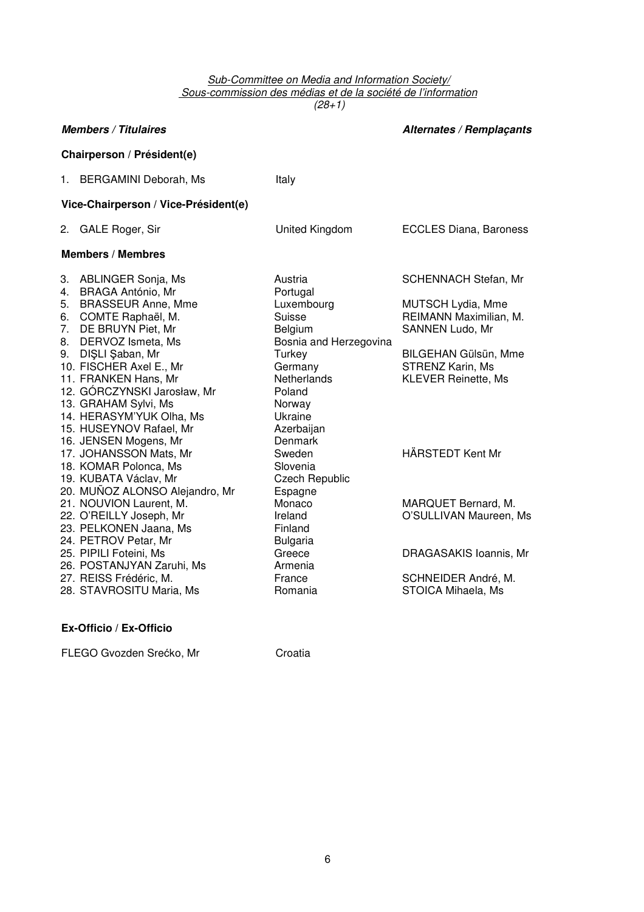*Sub-Committee on Media and Information Society/*
*Sous-commission des médias et de la société de l'information*
*(28+1)*

| ***Members / Titulaires*** | | ***Alternates / Remplaçants*** |
|---|---|---|
| **Chairperson / Président(e)** | | |
| 1. BERGAMINI Deborah, Ms | Italy | |
| **Vice-Chairperson / Vice-Président(e)** | | |
| 2. GALE Roger, Sir | United Kingdom | ECCLES Diana, Baroness |
| **Members / Membres** | | |
| 3. ABLINGER Sonja, Ms | Austria | SCHENNACH Stefan, Mr |
| 4. BRAGA António, Mr | Portugal | |
| 5. BRASSEUR Anne, Mme | Luxembourg | MUTSCH Lydia, Mme |
| 6. COMTE Raphaël, M. | Suisse | REIMANN Maximilian, M. |
| 7. DE BRUYN Piet, Mr | Belgium | SANNEN Ludo, Mr |
| 8. DERVOZ Ismeta, Ms | Bosnia and Herzegovina | |
| 9. DIŞLI Şaban, Mr | Turkey | BILGEHAN Gülsün, Mme |
| 10. FISCHER Axel E., Mr | Germany | STRENZ Karin, Ms |
| 11. FRANKEN Hans, Mr | Netherlands | KLEVER Reinette, Ms |
| 12. GÓRCZYNSKI Jarosław, Mr | Poland | |
| 13. GRAHAM Sylvi, Ms | Norway | |
| 14. HERASYM'YUK Olha, Ms | Ukraine | |
| 15. HUSEYNOV Rafael, Mr | Azerbaijan | |
| 16. JENSEN Mogens, Mr | Denmark | |
| 17. JOHANSSON Mats, Mr | Sweden | HÄRSTEDT Kent Mr |
| 18. KOMAR Polonca, Ms | Slovenia | |
| 19. KUBATA Václav, Mr | Czech Republic | |
| 20. MUÑOZ ALONSO Alejandro, Mr | Espagne | |
| 21. NOUVION Laurent, M. | Monaco | MARQUET Bernard, M. |
| 22. O'REILLY Joseph, Mr | Ireland | O'SULLIVAN Maureen, Ms |
| 23. PELKONEN Jaana, Ms | Finland | |
| 24. PETROV Petar, Mr | Bulgaria | |
| 25. PIPILI Foteini, Ms | Greece | DRAGASAKIS Ioannis, Mr |
| 26. POSTANJYAN Zaruhi, Ms | Armenia | |
| 27. REISS Frédéric, M. | France | SCHNEIDER André, M. |
| 28. STAVROSITU Maria, Ms | Romania | STOICA Mihaela, Ms |

**Ex-Officio / Ex-Officio**

FLEGO Gvozden Srećko, Mr — Croatia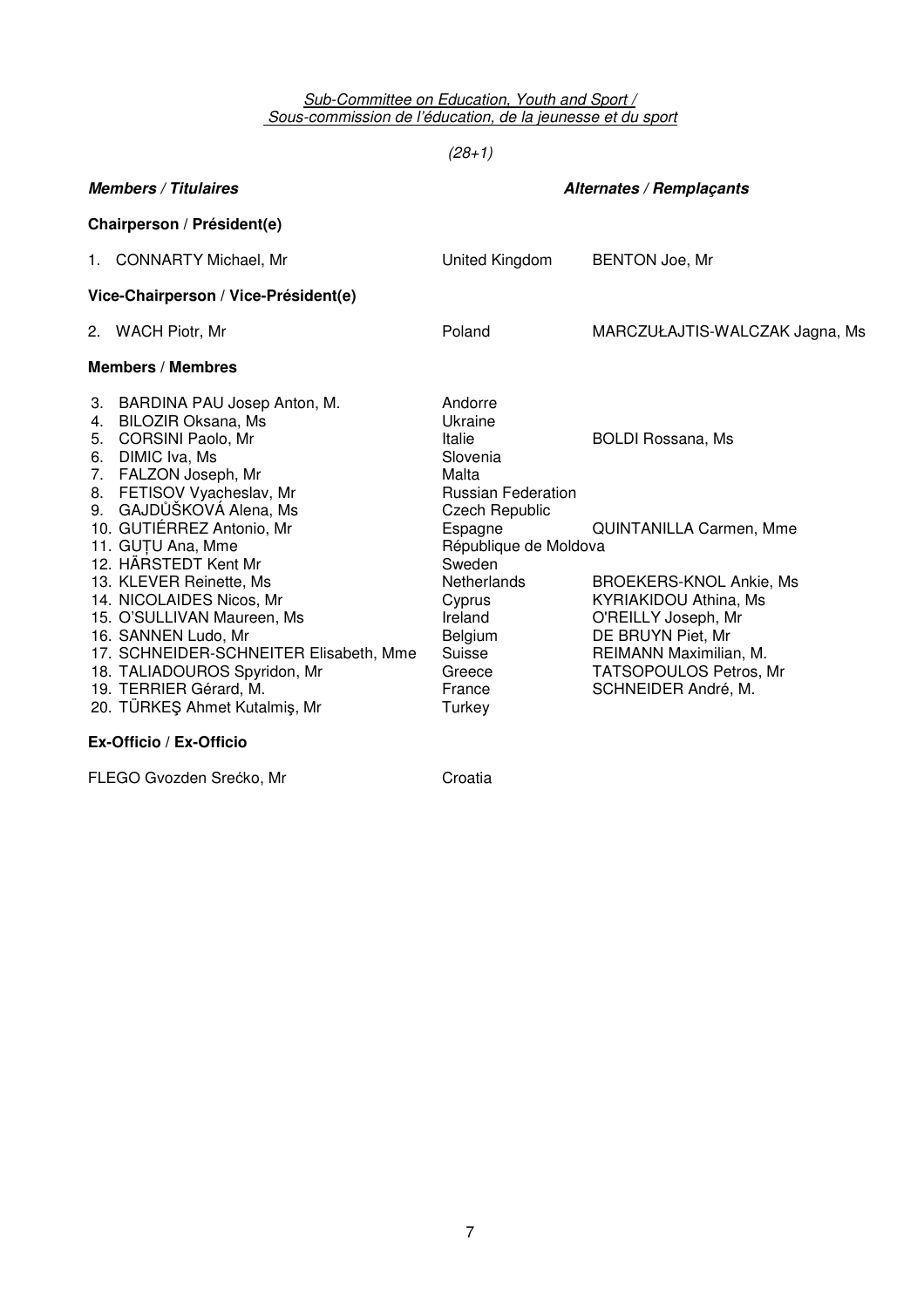*Sub-Committee on Education, Youth and Sport /*
*Sous-commission de l'éducation, de la jeunesse et du sport*

*(28+1)*

| ***Members / Titulaires*** | | ***Alternates / Remplaçants*** |
|---|---|---|
| **Chairperson / Président(e)** | | |
| 1. CONNARTY Michael, Mr | United Kingdom | BENTON Joe, Mr |
| **Vice-Chairperson / Vice-Président(e)** | | |
| 2. WACH Piotr, Mr | Poland | MARCZUŁAJTIS-WALCZAK Jagna, Ms |
| **Members / Membres** | | |
| 3. BARDINA PAU Josep Anton, M. | Andorre | |
| 4. BILOZIR Oksana, Ms | Ukraine | |
| 5. CORSINI Paolo, Mr | Italie | BOLDI Rossana, Ms |
| 6. DIMIC Iva, Ms | Slovenia | |
| 7. FALZON Joseph, Mr | Malta | |
| 8. FETISOV Vyacheslav, Mr | Russian Federation | |
| 9. GAJDŮŠKOVÁ Alena, Ms | Czech Republic | |
| 10. GUTIÉRREZ Antonio, Mr | Espagne | QUINTANILLA Carmen, Mme |
| 11. GUȚU Ana, Mme | République de Moldova | |
| 12. HÄRSTEDT Kent Mr | Sweden | |
| 13. KLEVER Reinette, Ms | Netherlands | BROEKERS-KNOL Ankie, Ms |
| 14. NICOLAIDES Nicos, Mr | Cyprus | KYRIAKIDOU Athina, Ms |
| 15. O'SULLIVAN Maureen, Ms | Ireland | O'REILLY Joseph, Mr |
| 16. SANNEN Ludo, Mr | Belgium | DE BRUYN Piet, Mr |
| 17. SCHNEIDER-SCHNEITER Elisabeth, Mme | Suisse | REIMANN Maximilian, M. |
| 18. TALIADOUROS Spyridon, Mr | Greece | TATSOPOULOS Petros, Mr |
| 19. TERRIER Gérard, M. | France | SCHNEIDER André, M. |
| 20. TÜRKEŞ Ahmet Kutalmiş, Mr | Turkey | |
| **Ex-Officio / Ex-Officio** | | |
| FLEGO Gvozden Srećko, Mr | Croatia | |